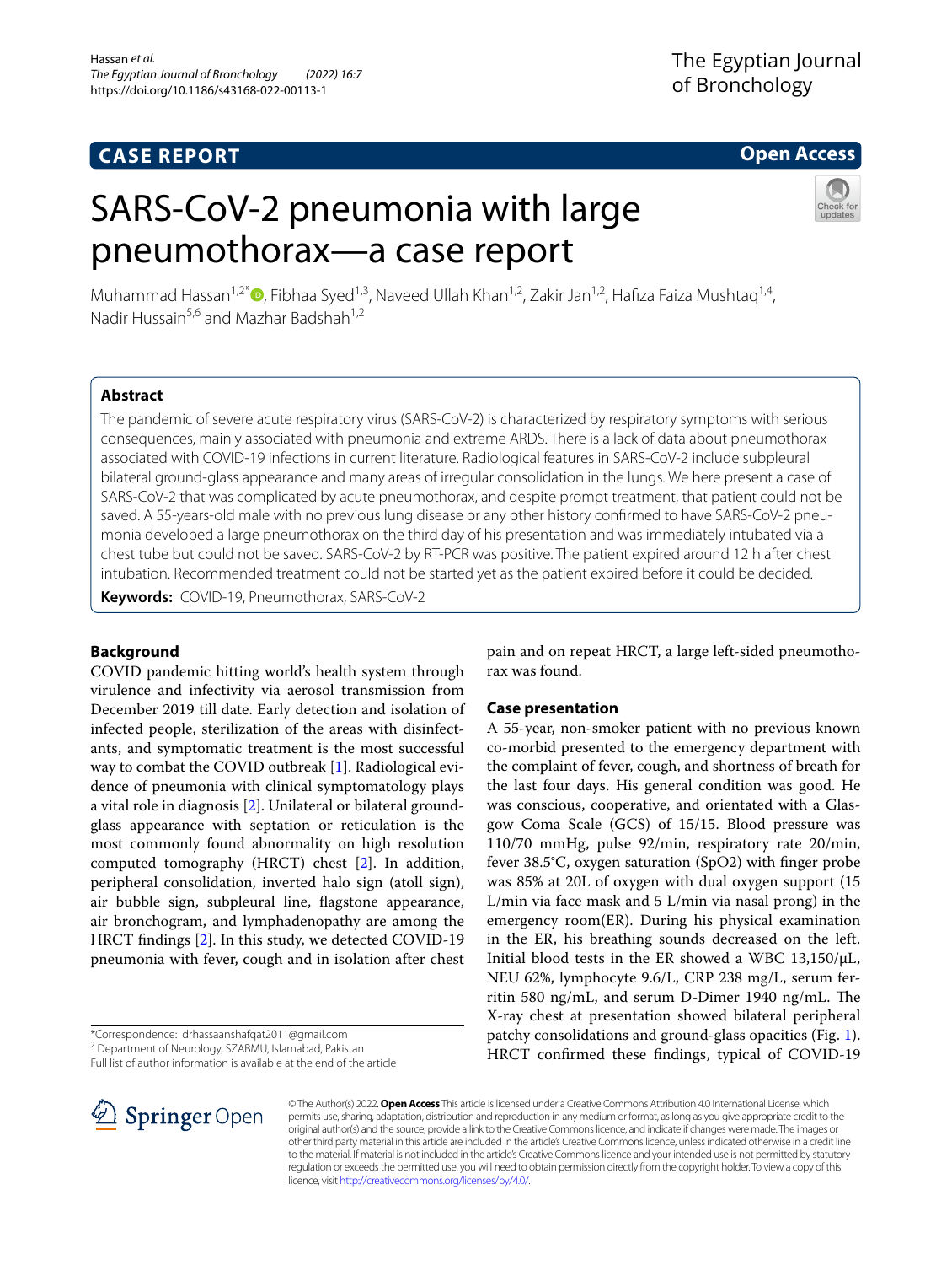CASE REPORT

Open Access

# SARS-CoV-2 pneumonia with large pneumothorax—a case report

Muhammad Hassan[1,2*], Fibhaa Syed[1,3], Naveed Ullah Khan[1,2], Zakir Jan[1,2], Hafiza Faiza Mushtaq[1,4], Nadir Hussain[5,6] and Mazhar Badshah[1,2]

## Abstract

The pandemic of severe acute respiratory virus (SARS-CoV-2) is characterized by respiratory symptoms with serious consequences, mainly associated with pneumonia and extreme ARDS. There is a lack of data about pneumothorax associated with COVID-19 infections in current literature. Radiological features in SARS-CoV-2 include subpleural bilateral ground-glass appearance and many areas of irregular consolidation in the lungs. We here present a case of SARS-CoV-2 that was complicated by acute pneumothorax, and despite prompt treatment, that patient could not be saved. A 55-years-old male with no previous lung disease or any other history confirmed to have SARS-CoV-2 pneumonia developed a large pneumothorax on the third day of his presentation and was immediately intubated via a chest tube but could not be saved. SARS-CoV-2 by RT-PCR was positive. The patient expired around 12 h after chest intubation. Recommended treatment could not be started yet as the patient expired before it could be decided.

**Keywords:** COVID-19, Pneumothorax, SARS-CoV-2

## Background

COVID pandemic hitting world's health system through virulence and infectivity via aerosol transmission from December 2019 till date. Early detection and isolation of infected people, sterilization of the areas with disinfectants, and symptomatic treatment is the most successful way to combat the COVID outbreak [1]. Radiological evidence of pneumonia with clinical symptomatology plays a vital role in diagnosis [2]. Unilateral or bilateral ground-glass appearance with septation or reticulation is the most commonly found abnormality on high resolution computed tomography (HRCT) chest [2]. In addition, peripheral consolidation, inverted halo sign (atoll sign), air bubble sign, subpleural line, flagstone appearance, air bronchogram, and lymphadenopathy are among the HRCT findings [2]. In this study, we detected COVID-19 pneumonia with fever, cough and in isolation after chest pain and on repeat HRCT, a large left-sided pneumothorax was found.

## Case presentation

A 55-year, non-smoker patient with no previous known co-morbid presented to the emergency department with the complaint of fever, cough, and shortness of breath for the last four days. His general condition was good. He was conscious, cooperative, and orientated with a Glasgow Coma Scale (GCS) of 15/15. Blood pressure was 110/70 mmHg, pulse 92/min, respiratory rate 20/min, fever 38.5°C, oxygen saturation (SpO2) with finger probe was 85% at 20L of oxygen with dual oxygen support (15 L/min via face mask and 5 L/min via nasal prong) in the emergency room(ER). During his physical examination in the ER, his breathing sounds decreased on the left. Initial blood tests in the ER showed a WBC 13,150/μL, NEU 62%, lymphocyte 9.6/L, CRP 238 mg/L, serum ferritin 580 ng/mL, and serum D-Dimer 1940 ng/mL. The X-ray chest at presentation showed bilateral peripheral patchy consolidations and ground-glass opacities (Fig. 1). HRCT confirmed these findings, typical of COVID-19

*Correspondence: drhassaanshafqat2011@gmail.com
[2] Department of Neurology, SZABMU, Islamabad, Pakistan
Full list of author information is available at the end of the article

© The Author(s) 2022. **Open Access** This article is licensed under a Creative Commons Attribution 4.0 International License, which permits use, sharing, adaptation, distribution and reproduction in any medium or format, as long as you give appropriate credit to the original author(s) and the source, provide a link to the Creative Commons licence, and indicate if changes were made. The images or other third party material in this article are included in the article's Creative Commons licence, unless indicated otherwise in a credit line to the material. If material is not included in the article's Creative Commons licence and your intended use is not permitted by statutory regulation or exceeds the permitted use, you will need to obtain permission directly from the copyright holder. To view a copy of this licence, visit http://creativecommons.org/licenses/by/4.0/.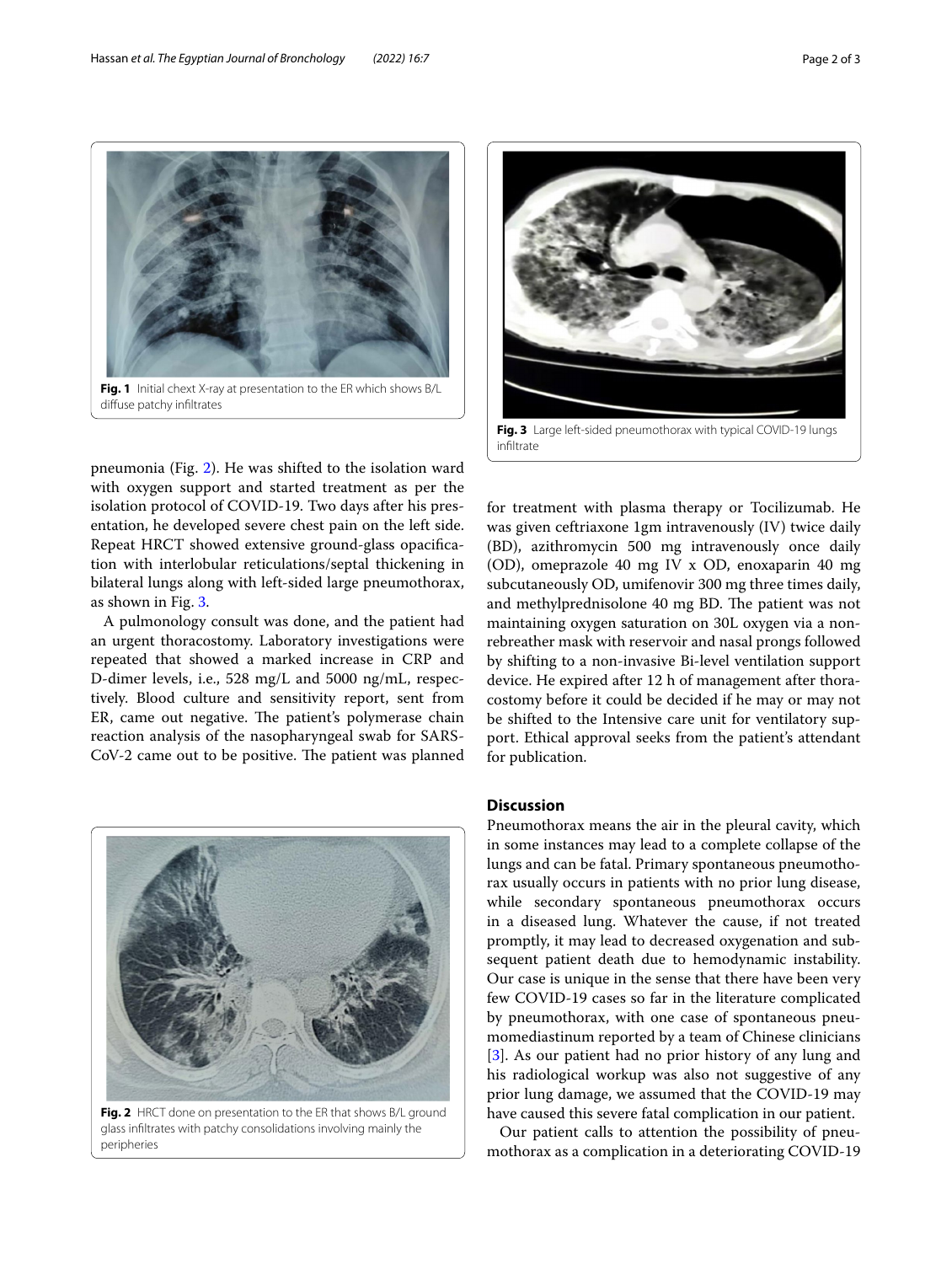Fig. 1 Initial chext X-ray at presentation to the ER which shows B/L diffuse patchy infiltrates

pneumonia (Fig. 2). He was shifted to the isolation ward with oxygen support and started treatment as per the isolation protocol of COVID-19. Two days after his presentation, he developed severe chest pain on the left side. Repeat HRCT showed extensive ground-glass opacification with interlobular reticulations/septal thickening in bilateral lungs along with left-sided large pneumothorax, as shown in Fig. 3.

A pulmonology consult was done, and the patient had an urgent thoracostomy. Laboratory investigations were repeated that showed a marked increase in CRP and D-dimer levels, i.e., 528 mg/L and 5000 ng/mL, respectively. Blood culture and sensitivity report, sent from ER, came out negative. The patient's polymerase chain reaction analysis of the nasopharyngeal swab for SARS-CoV-2 came out to be positive. The patient was planned for treatment with plasma therapy or Tocilizumab. He was given ceftriaxone 1gm intravenously (IV) twice daily (BD), azithromycin 500 mg intravenously once daily (OD), omeprazole 40 mg IV x OD, enoxaparin 40 mg subcutaneously OD, umifenovir 300 mg three times daily, and methylprednisolone 40 mg BD. The patient was not maintaining oxygen saturation on 30L oxygen via a non-rebreather mask with reservoir and nasal prongs followed by shifting to a non-invasive Bi-level ventilation support device. He expired after 12 h of management after thoracostomy before it could be decided if he may or may not be shifted to the Intensive care unit for ventilatory support. Ethical approval seeks from the patient's attendant for publication.

Fig. 3 Large left-sided pneumothorax with typical COVID-19 lungs infiltrate

Fig. 2 HRCT done on presentation to the ER that shows B/L ground glass infiltrates with patchy consolidations involving mainly the peripheries

## Discussion

Pneumothorax means the air in the pleural cavity, which in some instances may lead to a complete collapse of the lungs and can be fatal. Primary spontaneous pneumothorax usually occurs in patients with no prior lung disease, while secondary spontaneous pneumothorax occurs in a diseased lung. Whatever the cause, if not treated promptly, it may lead to decreased oxygenation and subsequent patient death due to hemodynamic instability. Our case is unique in the sense that there have been very few COVID-19 cases so far in the literature complicated by pneumothorax, with one case of spontaneous pneumomediastinum reported by a team of Chinese clinicians [3]. As our patient had no prior history of any lung and his radiological workup was also not suggestive of any prior lung damage, we assumed that the COVID-19 may have caused this severe fatal complication in our patient.

Our patient calls to attention the possibility of pneumothorax as a complication in a deteriorating COVID-19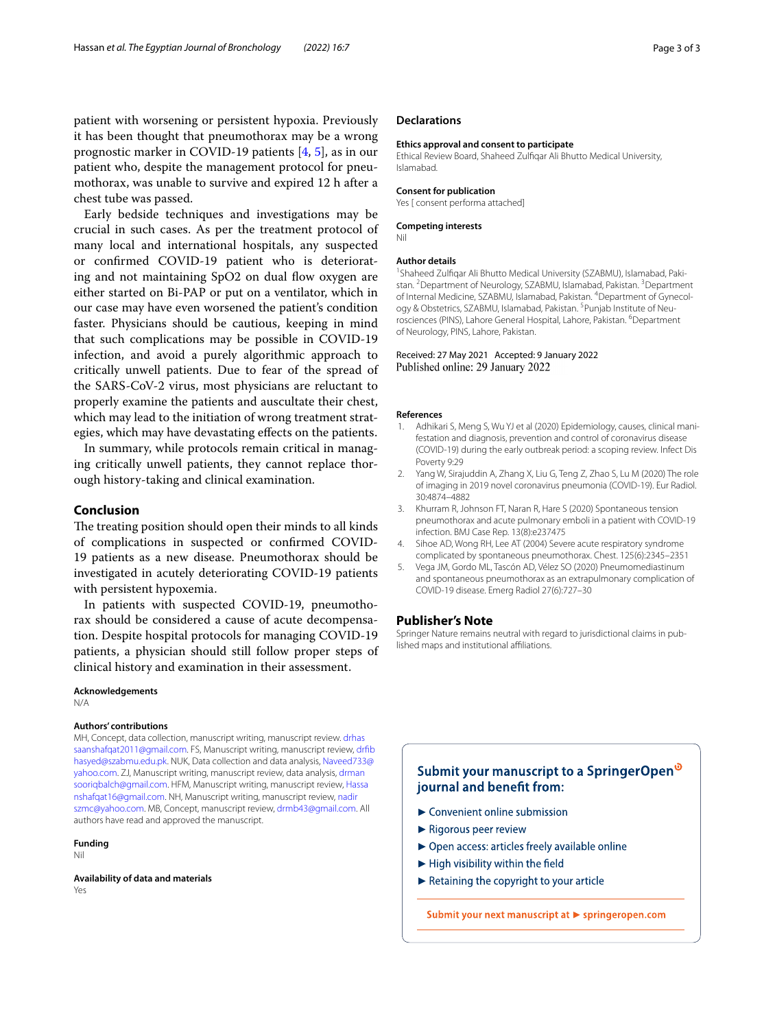patient with worsening or persistent hypoxia. Previously it has been thought that pneumothorax may be a wrong prognostic marker in COVID-19 patients [4, 5], as in our patient who, despite the management protocol for pneumothorax, was unable to survive and expired 12 h after a chest tube was passed.

Early bedside techniques and investigations may be crucial in such cases. As per the treatment protocol of many local and international hospitals, any suspected or confirmed COVID-19 patient who is deteriorating and not maintaining SpO2 on dual flow oxygen are either started on Bi-PAP or put on a ventilator, which in our case may have even worsened the patient's condition faster. Physicians should be cautious, keeping in mind that such complications may be possible in COVID-19 infection, and avoid a purely algorithmic approach to critically unwell patients. Due to fear of the spread of the SARS-CoV-2 virus, most physicians are reluctant to properly examine the patients and auscultate their chest, which may lead to the initiation of wrong treatment strategies, which may have devastating effects on the patients.

In summary, while protocols remain critical in managing critically unwell patients, they cannot replace thorough history-taking and clinical examination.

## Conclusion

The treating position should open their minds to all kinds of complications in suspected or confirmed COVID-19 patients as a new disease. Pneumothorax should be investigated in acutely deteriorating COVID-19 patients with persistent hypoxemia.

In patients with suspected COVID-19, pneumothorax should be considered a cause of acute decompensation. Despite hospital protocols for managing COVID-19 patients, a physician should still follow proper steps of clinical history and examination in their assessment.

#### Acknowledgements
N/A

#### Authors' contributions
MH, Concept, data collection, manuscript writing, manuscript review. drhassaanshafqat2011@gmail.com. FS, Manuscript writing, manuscript review, drfibhasyed@szabmu.edu.pk. NUK, Data collection and data analysis, Naveed733@yahoo.com. ZJ, Manuscript writing, manuscript review, data analysis, drmansooriqbalch@gmail.com. HFM, Manuscript writing, manuscript review, Hassanshafqat16@gmail.com. NH, Manuscript writing, manuscript review, nadirszmc@yahoo.com. MB, Concept, manuscript review, drmb43@gmail.com. All authors have read and approved the manuscript.

#### Funding
Nil

#### Availability of data and materials
Yes

## Declarations

#### Ethics approval and consent to participate
Ethical Review Board, Shaheed Zulfiqar Ali Bhutto Medical University, Islamabad.

#### Consent for publication
Yes [ consent performa attached]

#### Competing interests
Nil

#### Author details
[1]Shaheed Zulfiqar Ali Bhutto Medical University (SZABMU), Islamabad, Pakistan. [2]Department of Neurology, SZABMU, Islamabad, Pakistan. [3]Department of Internal Medicine, SZABMU, Islamabad, Pakistan. [4]Department of Gynecology & Obstetrics, SZABMU, Islamabad, Pakistan. [5]Punjab Institute of Neurosciences (PINS), Lahore General Hospital, Lahore, Pakistan. [6]Department of Neurology, PINS, Lahore, Pakistan.

Received: 27 May 2021 Accepted: 9 January 2022
Published online: 29 January 2022

#### References
1. Adhikari S, Meng S, Wu YJ et al (2020) Epidemiology, causes, clinical manifestation and diagnosis, prevention and control of coronavirus disease (COVID-19) during the early outbreak period: a scoping review. Infect Dis Poverty 9:29
2. Yang W, Sirajuddin A, Zhang X, Liu G, Teng Z, Zhao S, Lu M (2020) The role of imaging in 2019 novel coronavirus pneumonia (COVID-19). Eur Radiol. 30:4874–4882
3. Khurram R, Johnson FT, Naran R, Hare S (2020) Spontaneous tension pneumothorax and acute pulmonary emboli in a patient with COVID-19 infection. BMJ Case Rep. 13(8):e237475
4. Sihoe AD, Wong RH, Lee AT (2004) Severe acute respiratory syndrome complicated by spontaneous pneumothorax. Chest. 125(6):2345–2351
5. Vega JM, Gordo ML, Tascón AD, Vélez SO (2020) Pneumomediastinum and spontaneous pneumothorax as an extrapulmonary complication of COVID-19 disease. Emerg Radiol 27(6):727–30

### Publisher's Note
Springer Nature remains neutral with regard to jurisdictional claims in published maps and institutional affiliations.